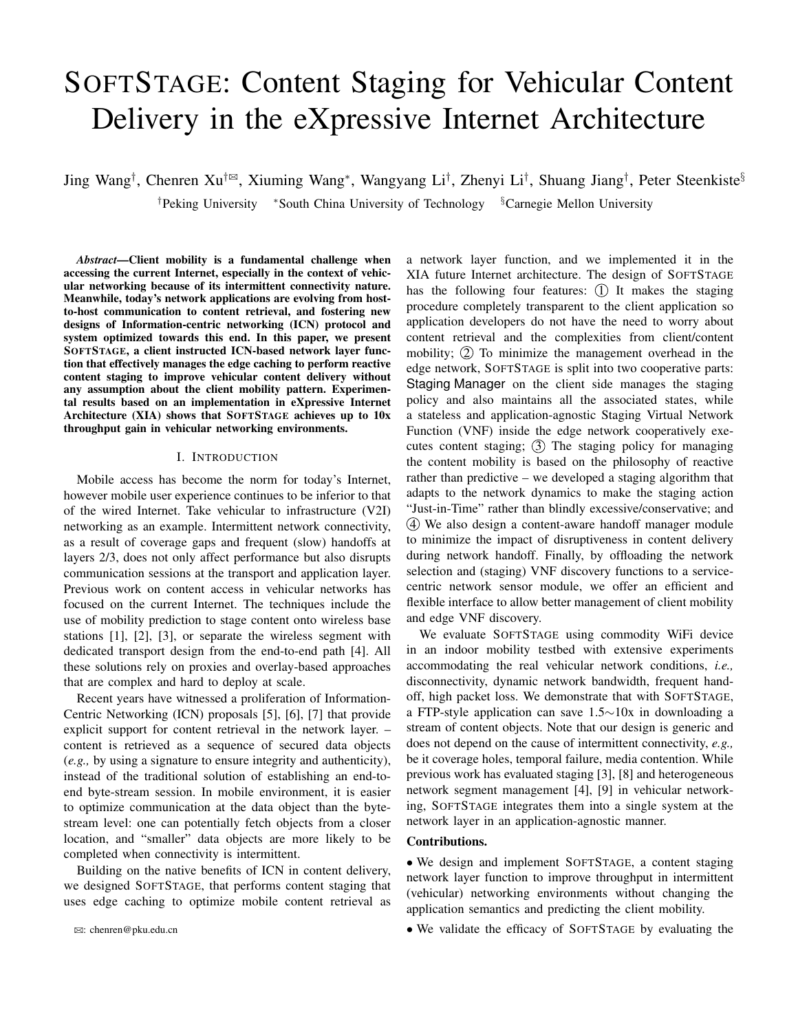# SOFTSTAGE: Content Staging for Vehicular Content Delivery in the eXpressive Internet Architecture

Jing Wang[†], Chenren Xu[†✉], Xiuming Wang[*], Wangyang Li[†], Zhenyi Li[†], Shuang Jiang[†], Peter Steenkiste[§]

[†]Peking University [*]South China University of Technology [§]Carnegie Mellon University

***Abstract*—Client mobility is a fundamental challenge when accessing the current Internet, especially in the context of vehicular networking because of its intermittent connectivity nature. Meanwhile, today's network applications are evolving from host-to-host communication to content retrieval, and fostering new designs of Information-centric networking (ICN) protocol and system optimized towards this end. In this paper, we present SOFTSTAGE, a client instructed ICN-based network layer function that effectively manages the edge caching to perform reactive content staging to improve vehicular content delivery without any assumption about the client mobility pattern. Experimental results based on an implementation in eXpressive Internet Architecture (XIA) shows that SOFTSTAGE achieves up to 10x throughput gain in vehicular networking environments.**

## I. INTRODUCTION

Mobile access has become the norm for today's Internet, however mobile user experience continues to be inferior to that of the wired Internet. Take vehicular to infrastructure (V2I) networking as an example. Intermittent network connectivity, as a result of coverage gaps and frequent (slow) handoffs at layers 2/3, does not only affect performance but also disrupts communication sessions at the transport and application layer. Previous work on content access in vehicular networks has focused on the current Internet. The techniques include the use of mobility prediction to stage content onto wireless base stations [1], [2], [3], or separate the wireless segment with dedicated transport design from the end-to-end path [4]. All these solutions rely on proxies and overlay-based approaches that are complex and hard to deploy at scale.

Recent years have witnessed a proliferation of Information-Centric Networking (ICN) proposals [5], [6], [7] that provide explicit support for content retrieval in the network layer. – content is retrieved as a sequence of secured data objects (*e.g.,* by using a signature to ensure integrity and authenticity), instead of the traditional solution of establishing an end-to-end byte-stream session. In mobile environment, it is easier to optimize communication at the data object than the byte-stream level: one can potentially fetch objects from a closer location, and "smaller" data objects are more likely to be completed when connectivity is intermittent.

Building on the native benefits of ICN in content delivery, we designed SOFTSTAGE, that performs content staging that uses edge caching to optimize mobile content retrieval as a network layer function, and we implemented it in the XIA future Internet architecture. The design of SOFTSTAGE has the following four features: ① It makes the staging procedure completely transparent to the client application so application developers do not have the need to worry about content retrieval and the complexities from client/content mobility; ② To minimize the management overhead in the edge network, SOFTSTAGE is split into two cooperative parts: Staging Manager on the client side manages the staging policy and also maintains all the associated states, while a stateless and application-agnostic Staging Virtual Network Function (VNF) inside the edge network cooperatively executes content staging; ③ The staging policy for managing the content mobility is based on the philosophy of reactive rather than predictive – we developed a staging algorithm that adapts to the network dynamics to make the staging action "Just-in-Time" rather than blindly excessive/conservative; and ④ We also design a content-aware handoff manager module to minimize the impact of disruptiveness in content delivery during network handoff. Finally, by offloading the network selection and (staging) VNF discovery functions to a service-centric network sensor module, we offer an efficient and flexible interface to allow better management of client mobility and edge VNF discovery.

We evaluate SOFTSTAGE using commodity WiFi device in an indoor mobility testbed with extensive experiments accommodating the real vehicular network conditions, *i.e.,* disconnectivity, dynamic network bandwidth, frequent handoff, high packet loss. We demonstrate that with SOFTSTAGE, a FTP-style application can save 1.5∼10x in downloading a stream of content objects. Note that our design is generic and does not depend on the cause of intermittent connectivity, *e.g.,* be it coverage holes, temporal failure, media contention. While previous work has evaluated staging [3], [8] and heterogeneous network segment management [4], [9] in vehicular networking, SOFTSTAGE integrates them into a single system at the network layer in an application-agnostic manner.

**Contributions.**

- We design and implement SOFTSTAGE, a content staging network layer function to improve throughput in intermittent (vehicular) networking environments without changing the application semantics and predicting the client mobility.
- We validate the efficacy of SOFTSTAGE by evaluating the

✉: chenren@pku.edu.cn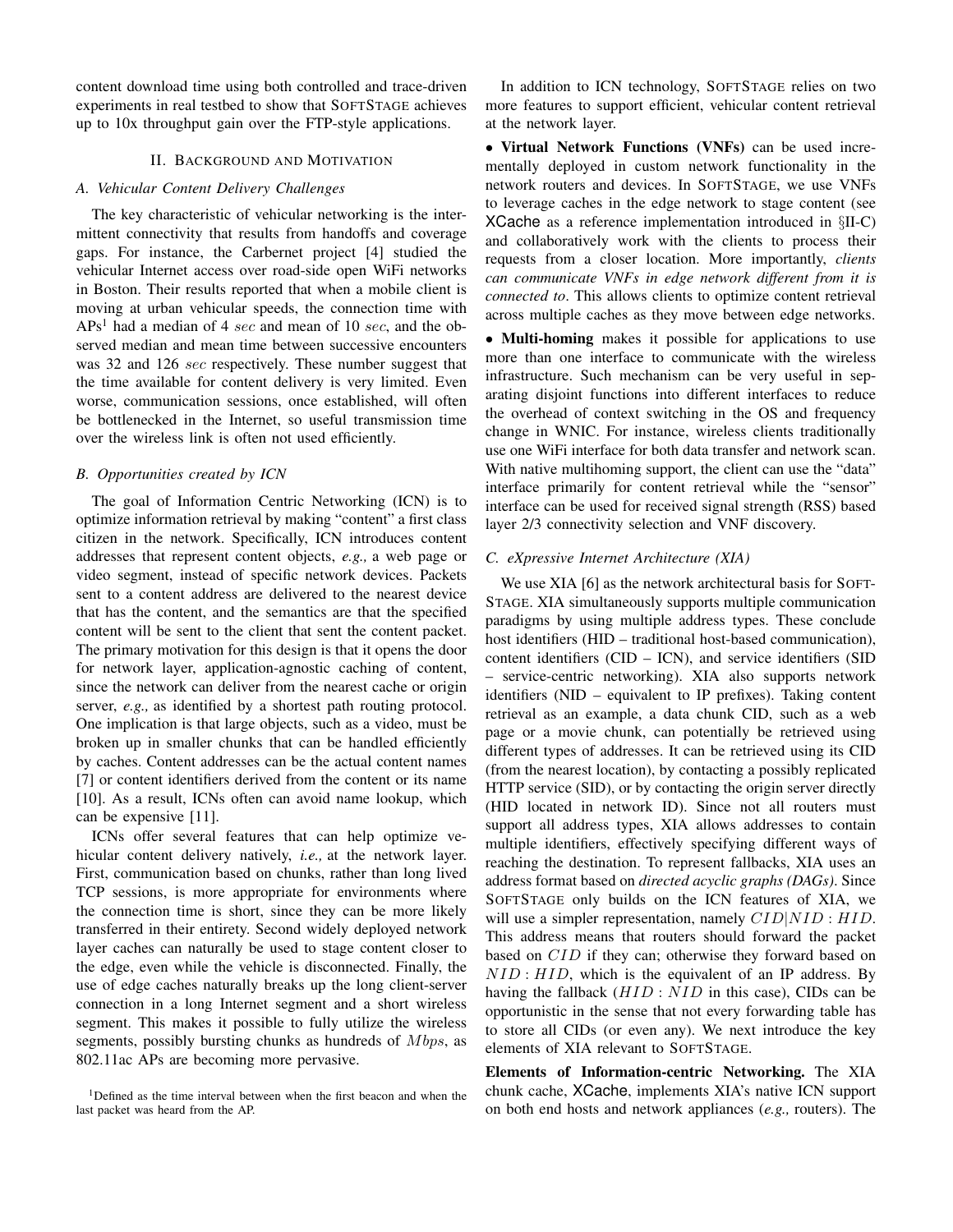content download time using both controlled and trace-driven experiments in real testbed to show that SOFTSTAGE achieves up to 10x throughput gain over the FTP-style applications.

## II. BACKGROUND AND MOTIVATION

### A. Vehicular Content Delivery Challenges

The key characteristic of vehicular networking is the intermittent connectivity that results from handoffs and coverage gaps. For instance, the Carbernet project [4] studied the vehicular Internet access over road-side open WiFi networks in Boston. Their results reported that when a mobile client is moving at urban vehicular speeds, the connection time with APs[1] had a median of 4 $sec$ and mean of 10 $sec$, and the observed median and mean time between successive encounters was 32 and 126 $sec$ respectively. These number suggest that the time available for content delivery is very limited. Even worse, communication sessions, once established, will often be bottlenecked in the Internet, so useful transmission time over the wireless link is often not used efficiently.

### B. Opportunities created by ICN

The goal of Information Centric Networking (ICN) is to optimize information retrieval by making "content" a first class citizen in the network. Specifically, ICN introduces content addresses that represent content objects, *e.g.,* a web page or video segment, instead of specific network devices. Packets sent to a content address are delivered to the nearest device that has the content, and the semantics are that the specified content will be sent to the client that sent the content packet. The primary motivation for this design is that it opens the door for network layer, application-agnostic caching of content, since the network can deliver from the nearest cache or origin server, *e.g.,* as identified by a shortest path routing protocol. One implication is that large objects, such as a video, must be broken up in smaller chunks that can be handled efficiently by caches. Content addresses can be the actual content names [7] or content identifiers derived from the content or its name [10]. As a result, ICNs often can avoid name lookup, which can be expensive [11].

ICNs offer several features that can help optimize vehicular content delivery natively, *i.e.,* at the network layer. First, communication based on chunks, rather than long lived TCP sessions, is more appropriate for environments where the connection time is short, since they can be more likely transferred in their entirety. Second widely deployed network layer caches can naturally be used to stage content closer to the edge, even while the vehicle is disconnected. Finally, the use of edge caches naturally breaks up the long client-server connection in a long Internet segment and a short wireless segment. This makes it possible to fully utilize the wireless segments, possibly bursting chunks as hundreds of $Mbps$, as 802.11ac APs are becoming more pervasive.

[1] Defined as the time interval between when the first beacon and when the last packet was heard from the AP.

In addition to ICN technology, SOFTSTAGE relies on two more features to support efficient, vehicular content retrieval at the network layer.

- **Virtual Network Functions (VNFs)** can be used incrementally deployed in custom network functionality in the network routers and devices. In SOFTSTAGE, we use VNFs to leverage caches in the edge network to stage content (see XCache as a reference implementation introduced in §II-C) and collaboratively work with the clients to process their requests from a closer location. More importantly, *clients can communicate VNFs in edge network different from it is connected to*. This allows clients to optimize content retrieval across multiple caches as they move between edge networks.
- **Multi-homing** makes it possible for applications to use more than one interface to communicate with the wireless infrastructure. Such mechanism can be very useful in separating disjoint functions into different interfaces to reduce the overhead of context switching in the OS and frequency change in WNIC. For instance, wireless clients traditionally use one WiFi interface for both data transfer and network scan. With native multihoming support, the client can use the "data" interface primarily for content retrieval while the "sensor" interface can be used for received signal strength (RSS) based layer 2/3 connectivity selection and VNF discovery.

### C. eXpressive Internet Architecture (XIA)

We use XIA [6] as the network architectural basis for SOFTSTAGE. XIA simultaneously supports multiple communication paradigms by using multiple address types. These conclude host identifiers (HID – traditional host-based communication), content identifiers (CID – ICN), and service identifiers (SID – service-centric networking). XIA also supports network identifiers (NID – equivalent to IP prefixes). Taking content retrieval as an example, a data chunk CID, such as a web page or a movie chunk, can potentially be retrieved using different types of addresses. It can be retrieved using its CID (from the nearest location), by contacting a possibly replicated HTTP service (SID), or by contacting the origin server directly (HID located in network ID). Since not all routers must support all address types, XIA allows addresses to contain multiple identifiers, effectively specifying different ways of reaching the destination. To represent fallbacks, XIA uses an address format based on *directed acyclic graphs (DAGs)*. Since SOFTSTAGE only builds on the ICN features of XIA, we will use a simpler representation, namely $CID|NID:HID$. This address means that routers should forward the packet based on $CID$ if they can; otherwise they forward based on $NID:HID$, which is the equivalent of an IP address. By having the fallback ($HID:NID$ in this case), CIDs can be opportunistic in the sense that not every forwarding table has to store all CIDs (or even any). We next introduce the key elements of XIA relevant to SOFTSTAGE.

**Elements of Information-centric Networking.** The XIA chunk cache, XCache, implements XIA's native ICN support on both end hosts and network appliances (*e.g.,* routers). The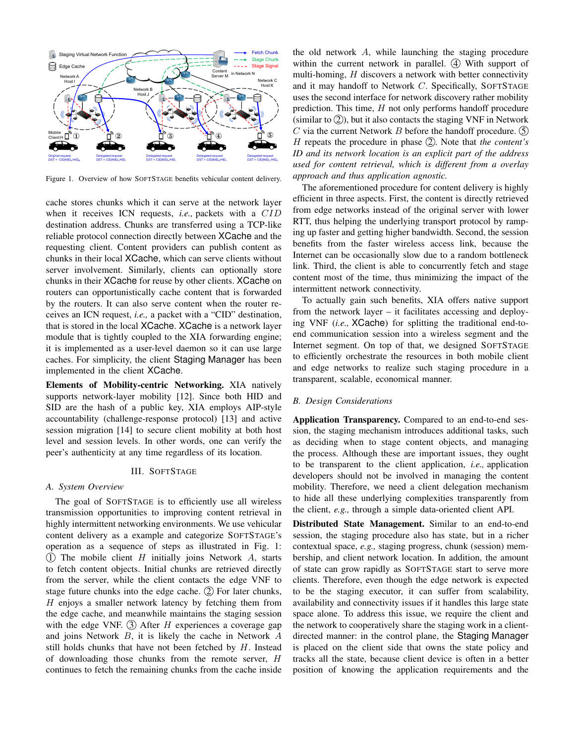Staging Virtual Network Function

Edge Cache

Fetch Chunk

Stage Chunk

Stage Signal

Content Server M

in Network N

Network A Host I

Network B Host J

Network C Host K

Mobile Client H ① ② ③ ④ ⑤

Original request DST = CID|NID$_N$:HID$_M$

Delegated request DST = CID|NID$_A$:HID$_I$

Delegated request DST = CID|NID$_A$:HID$_I$

Delegated request DST = CID|NID$_B$:HID$_J$

Delegated request DST = CID|NID$_C$:HID$_K$

Figure 1. Overview of how SoftStage benefits vehicular content delivery.

cache stores chunks which it can serve at the network layer when it receives ICN requests, *i.e.,* packets with a $CID$ destination address. Chunks are transferred using a TCP-like reliable protocol connection directly between XCache and the requesting client. Content providers can publish content as chunks in their local XCache, which can serve clients without server involvement. Similarly, clients can optionally store chunks in their XCache for reuse by other clients. XCache on routers can opportunistically cache content that is forwarded by the routers. It can also serve content when the router receives an ICN request, *i.e.,* a packet with a "CID" destination, that is stored in the local XCache. XCache is a network layer module that is tightly coupled to the XIA forwarding engine; it is implemented as a user-level daemon so it can use large caches. For simplicity, the client Staging Manager has been implemented in the client XCache.

**Elements of Mobility-centric Networking.** XIA natively supports network-layer mobility [12]. Since both HID and SID are the hash of a public key, XIA employs AIP-style accountability (challenge-response protocol) [13] and active session migration [14] to secure client mobility at both host level and session levels. In other words, one can verify the peer's authenticity at any time regardless of its location.

## III. SoftStage

### A. System Overview

The goal of SoftStage is to efficiently use all wireless transmission opportunities to improving content retrieval in highly intermittent networking environments. We use vehicular content delivery as a example and categorize SoftStage's operation as a sequence of steps as illustrated in Fig. 1: ① The mobile client $H$ initially joins Network $A$, starts to fetch content objects. Initial chunks are retrieved directly from the server, while the client contacts the edge VNF to stage future chunks into the edge cache. ② For later chunks, $H$ enjoys a smaller network latency by fetching them from the edge cache, and meanwhile maintains the staging session with the edge VNF. ③ After $H$ experiences a coverage gap and joins Network $B$, it is likely the cache in Network $A$ still holds chunks that have not been fetched by $H$. Instead of downloading those chunks from the remote server, $H$ continues to fetch the remaining chunks from the cache inside the old network $A$, while launching the staging procedure within the current network in parallel. ④ With support of multi-homing, $H$ discovers a network with better connectivity and it may handoff to Network $C$. Specifically, SoftStage uses the second interface for network discovery rather mobility prediction. This time, $H$ not only performs handoff procedure (similar to ②), but it also contacts the staging VNF in Network $C$ via the current Network $B$ before the handoff procedure. ⑤ $H$ repeats the procedure in phase ②. Note that *the content's ID and its network location is an explicit part of the address used for content retrieval, which is different from a overlay approach and thus application agnostic.*

The aforementioned procedure for content delivery is highly efficient in three aspects. First, the content is directly retrieved from edge networks instead of the original server with lower RTT, thus helping the underlying transport protocol by ramping up faster and getting higher bandwidth. Second, the session benefits from the faster wireless access link, because the Internet can be occasionally slow due to a random bottleneck link. Third, the client is able to concurrently fetch and stage content most of the time, thus minimizing the impact of the intermittent network connectivity.

To actually gain such benefits, XIA offers native support from the network layer – it facilitates accessing and deploying VNF (*i.e.,* XCache) for splitting the traditional end-to-end communication session into a wireless segment and the Internet segment. On top of that, we designed SoftStage to efficiently orchestrate the resources in both mobile client and edge networks to realize such staging procedure in a transparent, scalable, economical manner.

### B. Design Considerations

**Application Transparency.** Compared to an end-to-end session, the staging mechanism introduces additional tasks, such as deciding when to stage content objects, and managing the process. Although these are important issues, they ought to be transparent to the client application, *i.e.,* application developers should not be involved in managing the content mobility. Therefore, we need a client delegation mechanism to hide all these underlying complexities transparently from the client, *e.g.,* through a simple data-oriented client API.

**Distributed State Management.** Similar to an end-to-end session, the staging procedure also has state, but in a richer contextual space, *e.g.,* staging progress, chunk (session) membership, and client network location. In addition, the amount of state can grow rapidly as SoftStage start to serve more clients. Therefore, even though the edge network is expected to be the staging executor, it can suffer from scalability, availability and connectivity issues if it handles this large state space alone. To address this issue, we require the client and the network to cooperatively share the staging work in a client-directed manner: in the control plane, the Staging Manager is placed on the client side that owns the state policy and tracks all the state, because client device is often in a better position of knowing the application requirements and the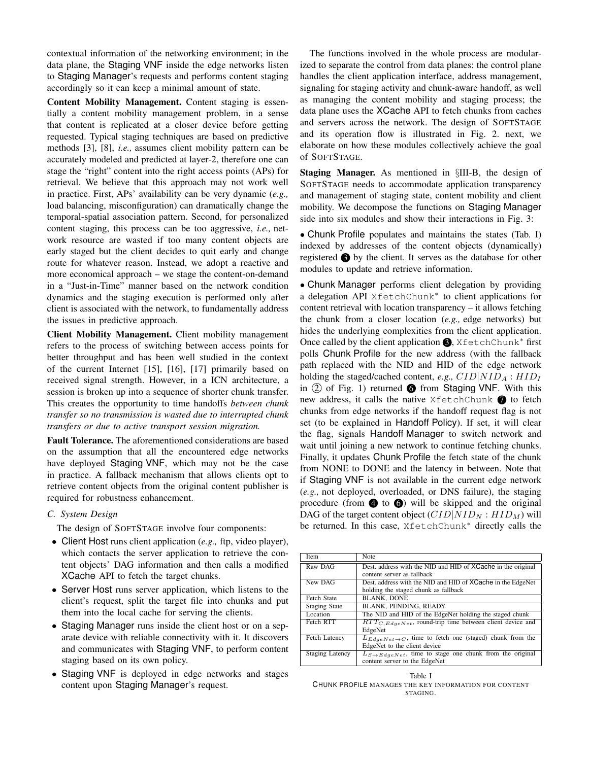contextual information of the networking environment; in the data plane, the Staging VNF inside the edge networks listen to Staging Manager's requests and performs content staging accordingly so it can keep a minimal amount of state.

**Content Mobility Management.** Content staging is essentially a content mobility management problem, in a sense that content is replicated at a closer device before getting requested. Typical staging techniques are based on predictive methods [3], [8], *i.e.,* assumes client mobility pattern can be accurately modeled and predicted at layer-2, therefore one can stage the "right" content into the right access points (APs) for retrieval. We believe that this approach may not work well in practice. First, APs' availability can be very dynamic (*e.g.,* load balancing, misconfiguration) can dramatically change the temporal-spatial association pattern. Second, for personalized content staging, this process can be too aggressive, *i.e.,* network resource are wasted if too many content objects are early staged but the client decides to quit early and change route for whatever reason. Instead, we adopt a reactive and more economical approach – we stage the content-on-demand in a "Just-in-Time" manner based on the network condition dynamics and the staging execution is performed only after client is associated with the network, to fundamentally address the issues in predictive approach.

**Client Mobility Management.** Client mobility management refers to the process of switching between access points for better throughput and has been well studied in the context of the current Internet [15], [16], [17] primarily based on received signal strength. However, in a ICN architecture, a session is broken up into a sequence of shorter chunk transfer. This creates the opportunity to time handoffs *between chunk transfer so no transmission is wasted due to interrupted chunk transfers or due to active transport session migration.*

**Fault Tolerance.** The aforementioned considerations are based on the assumption that all the encountered edge networks have deployed Staging VNF, which may not be the case in practice. A fallback mechanism that allows clients opt to retrieve content objects from the original content publisher is required for robustness enhancement.

### C. System Design

The design of SOFTSTAGE involve four components:

- Client Host runs client application (*e.g.,* ftp, video player), which contacts the server application to retrieve the content objects' DAG information and then calls a modified XCache API to fetch the target chunks.
- Server Host runs server application, which listens to the client's request, split the target file into chunks and put them into the local cache for serving the clients.
- Staging Manager runs inside the client host or on a separate device with reliable connectivity with it. It discovers and communicates with Staging VNF, to perform content staging based on its own policy.
- Staging VNF is deployed in edge networks and stages content upon Staging Manager's request.

The functions involved in the whole process are modularized to separate the control from data planes: the control plane handles the client application interface, address management, signaling for staging activity and chunk-aware handoff, as well as managing the content mobility and staging process; the data plane uses the XCache API to fetch chunks from caches and servers across the network. The design of SOFTSTAGE and its operation flow is illustrated in Fig. 2. next, we elaborate on how these modules collectively achieve the goal of SOFTSTAGE.

**Staging Manager.** As mentioned in §III-B, the design of SOFTSTAGE needs to accommodate application transparency and management of staging state, content mobility and client mobility. We decompose the functions on Staging Manager side into six modules and show their interactions in Fig. 3:

- Chunk Profile populates and maintains the states (Tab. I) indexed by addresses of the content objects (dynamically) registered ❸ by the client. It serves as the database for other modules to update and retrieve information.
- Chunk Manager performs client delegation by providing a delegation API `XfetchChunk*` to client applications for content retrieval with location transparency – it allows fetching the chunk from a closer location (*e.g.,* edge networks) but hides the underlying complexities from the client application. Once called by the client application ❸, `XfetchChunk*` first polls Chunk Profile for the new address (with the fallback path replaced with the NID and HID of the edge network holding the staged/cached content, *e.g.,* $CID|NID_A : HID_I$ in ② of Fig. 1) returned ❻ from Staging VNF. With this new address, it calls the native `XfetchChunk` ❼ to fetch chunks from edge networks if the handoff request flag is not set (to be explained in Handoff Policy). If set, it will clear the flag, signals Handoff Manager to switch network and wait until joining a new network to continue fetching chunks. Finally, it updates Chunk Profile the fetch state of the chunk from NONE to DONE and the latency in between. Note that if Staging VNF is not available in the current edge network (*e.g.,* not deployed, overloaded, or DNS failure), the staging procedure (from ❹ to ❻) will be skipped and the original DAG of the target content object ($CID|NID_N : HID_M$) will be returned. In this case, `XfetchChunk*` directly calls the

| Item | Note |
|---|---|
| Raw DAG | Dest. address with the NID and HID of XCache in the original content server as fallback |
| New DAG | Dest. address with the NID and HID of XCache in the EdgeNet holding the staged chunk as fallback |
| Fetch State | BLANK, DONE |
| Staging State | BLANK, PENDING, READY |
| Location | The NID and HID of the EdgeNet holding the staged chunk |
| Fetch RTT | $RTT_{C,EdgeNet}$, round-trip time between client device and EdgeNet |
| Fetch Latency | $L_{EdgeNet \to C}$, time to fetch one (staged) chunk from the EdgeNet to the client device |
| Staging Latency | $L_{S \to EdgeNet}$, time to stage one chunk from the original content server to the EdgeNet |

Table I
CHUNK PROFILE MANAGES THE KEY INFORMATION FOR CONTENT STAGING.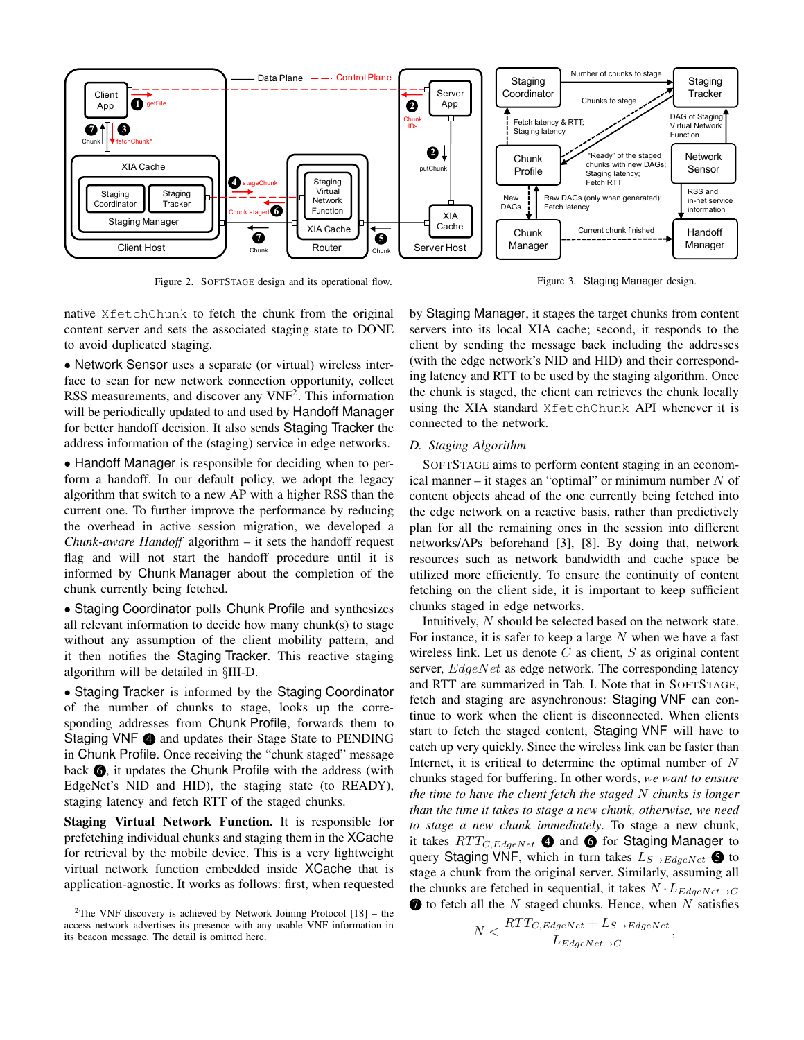Figure 2. SoftStage design and its operational flow.

Figure 3. Staging Manager design.

native XfetchChunk to fetch the chunk from the original content server and sets the associated staging state to DONE to avoid duplicated staging.

- Network Sensor uses a separate (or virtual) wireless interface to scan for new network connection opportunity, collect RSS measurements, and discover any VNF[2]. This information will be periodically updated to and used by Handoff Manager for better handoff decision. It also sends Staging Tracker the address information of the (staging) service in edge networks.

- Handoff Manager is responsible for deciding when to perform a handoff. In our default policy, we adopt the legacy algorithm that switch to a new AP with a higher RSS than the current one. To further improve the performance by reducing the overhead in active session migration, we developed a *Chunk-aware Handoff* algorithm – it sets the handoff request flag and will not start the handoff procedure until it is informed by Chunk Manager about the completion of the chunk currently being fetched.

- Staging Coordinator polls Chunk Profile and synthesizes all relevant information to decide how many chunk(s) to stage without any assumption of the client mobility pattern, and it then notifies the Staging Tracker. This reactive staging algorithm will be detailed in §III-D.

- Staging Tracker is informed by the Staging Coordinator of the number of chunks to stage, looks up the corresponding addresses from Chunk Profile, forwards them to Staging VNF ❹ and updates their Stage State to PENDING in Chunk Profile. Once receiving the "chunk staged" message back ❻, it updates the Chunk Profile with the address (with EdgeNet's NID and HID), the staging state (to READY), staging latency and fetch RTT of the staged chunks.

**Staging Virtual Network Function.** It is responsible for prefetching individual chunks and staging them in the XCache for retrieval by the mobile device. This is a very lightweight virtual network function embedded inside XCache that is application-agnostic. It works as follows: first, when requested by Staging Manager, it stages the target chunks from content servers into its local XIA cache; second, it responds to the client by sending the message back including the addresses (with the edge network's NID and HID) and their corresponding latency and RTT to be used by the staging algorithm. Once the chunk is staged, the client can retrieves the chunk locally using the XIA standard XfetchChunk API whenever it is connected to the network.

### D. Staging Algorithm

SoftStage aims to perform content staging in an economical manner – it stages an "optimal" or minimum number $N$ of content objects ahead of the one currently being fetched into the edge network on a reactive basis, rather than predictively plan for all the remaining ones in the session into different networks/APs beforehand [3], [8]. By doing that, network resources such as network bandwidth and cache space be utilized more efficiently. To ensure the continuity of content fetching on the client side, it is important to keep sufficient chunks staged in edge networks.

Intuitively, $N$ should be selected based on the network state. For instance, it is safer to keep a large $N$ when we have a fast wireless link. Let us denote $C$ as client, $S$ as original content server, $EdgeNet$ as edge network. The corresponding latency and RTT are summarized in Tab. I. Note that in SoftStage, fetch and staging are asynchronous: Staging VNF can continue to work when the client is disconnected. When clients start to fetch the staged content, Staging VNF will have to catch up very quickly. Since the wireless link can be faster than Internet, it is critical to determine the optimal number of $N$ chunks staged for buffering. In other words, *we want to ensure the time to have the client fetch the staged $N$ chunks is longer than the time it takes to stage a new chunk, otherwise, we need to stage a new chunk immediately*. To stage a new chunk, it takes $RTT_{C,EdgeNet}$ ❹ and ❻ for Staging Manager to query Staging VNF, which in turn takes $L_{S\to EdgeNet}$ ❺ to stage a chunk from the original server. Similarly, assuming all the chunks are fetched in sequential, it takes $N \cdot L_{EdgeNet\to C}$ ❼ to fetch all the $N$ staged chunks. Hence, when $N$ satisfies

$$N < \frac{RTT_{C,EdgeNet} + L_{S\to EdgeNet}}{L_{EdgeNet\to C}},$$

[2]The VNF discovery is achieved by Network Joining Protocol [18] – the access network advertises its presence with any usable VNF information in its beacon message. The detail is omitted here.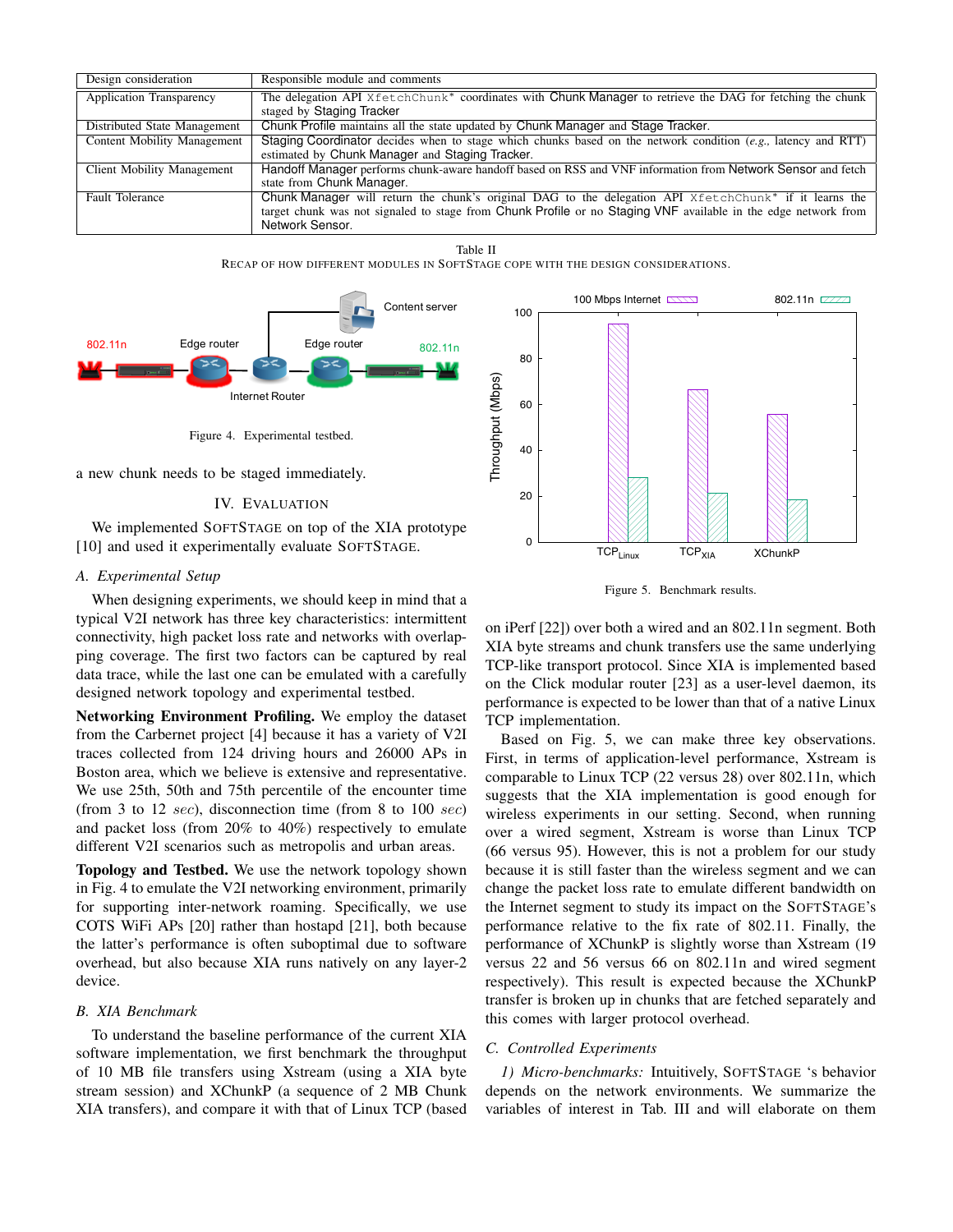| Design consideration | Responsible module and comments |
|---|---|
| Application Transparency | The delegation API XfetchChunk* coordinates with Chunk Manager to retrieve the DAG for fetching the chunk staged by Staging Tracker |
| Distributed State Management | Chunk Profile maintains all the state updated by Chunk Manager and Stage Tracker. |
| Content Mobility Management | Staging Coordinator decides when to stage which chunks based on the network condition (*e.g.,* latency and RTT) estimated by Chunk Manager and Staging Tracker. |
| Client Mobility Management | Handoff Manager performs chunk-aware handoff based on RSS and VNF information from Network Sensor and fetch state from Chunk Manager. |
| Fault Tolerance | Chunk Manager will return the chunk's original DAG to the delegation API XfetchChunk* if it learns the target chunk was not signaled to stage from Chunk Profile or no Staging VNF available in the edge network from Network Sensor. |

Table II
RECAP OF HOW DIFFERENT MODULES IN SOFTSTAGE COPE WITH THE DESIGN CONSIDERATIONS.

Figure 4. Experimental testbed.

Figure 5. Benchmark results.

a new chunk needs to be staged immediately.

## IV. EVALUATION

We implemented SOFTSTAGE on top of the XIA prototype [10] and used it experimentally evaluate SOFTSTAGE.

### A. Experimental Setup

When designing experiments, we should keep in mind that a typical V2I network has three key characteristics: intermittent connectivity, high packet loss rate and networks with overlapping coverage. The first two factors can be captured by real data trace, while the last one can be emulated with a carefully designed network topology and experimental testbed.

**Networking Environment Profiling.** We employ the dataset from the Carbernet project [4] because it has a variety of V2I traces collected from 124 driving hours and 26000 APs in Boston area, which we believe is extensive and representative. We use 25th, 50th and 75th percentile of the encounter time (from 3 to 12 *sec*), disconnection time (from 8 to 100 *sec*) and packet loss (from 20% to 40%) respectively to emulate different V2I scenarios such as metropolis and urban areas.

**Topology and Testbed.** We use the network topology shown in Fig. 4 to emulate the V2I networking environment, primarily for supporting inter-network roaming. Specifically, we use COTS WiFi APs [20] rather than hostapd [21], both because the latter's performance is often suboptimal due to software overhead, but also because XIA runs natively on any layer-2 device.

### B. XIA Benchmark

To understand the baseline performance of the current XIA software implementation, we first benchmark the throughput of 10 MB file transfers using Xstream (using a XIA byte stream session) and XChunkP (a sequence of 2 MB Chunk XIA transfers), and compare it with that of Linux TCP (based on iPerf [22]) over both a wired and an 802.11n segment. Both XIA byte streams and chunk transfers use the same underlying TCP-like transport protocol. Since XIA is implemented based on the Click modular router [23] as a user-level daemon, its performance is expected to be lower than that of a native Linux TCP implementation.

Based on Fig. 5, we can make three key observations. First, in terms of application-level performance, Xstream is comparable to Linux TCP (22 versus 28) over 802.11n, which suggests that the XIA implementation is good enough for wireless experiments in our setting. Second, when running over a wired segment, Xstream is worse than Linux TCP (66 versus 95). However, this is not a problem for our study because it is still faster than the wireless segment and we can change the packet loss rate to emulate different bandwidth on the Internet segment to study its impact on the SOFTSTAGE's performance relative to the fix rate of 802.11. Finally, the performance of XChunkP is slightly worse than Xstream (19 versus 22 and 56 versus 66 on 802.11n and wired segment respectively). This result is expected because the XChunkP transfer is broken up in chunks that are fetched separately and this comes with larger protocol overhead.

### C. Controlled Experiments

*1) Micro-benchmarks:* Intuitively, SOFTSTAGE 's behavior depends on the network environments. We summarize the variables of interest in Tab. III and will elaborate on them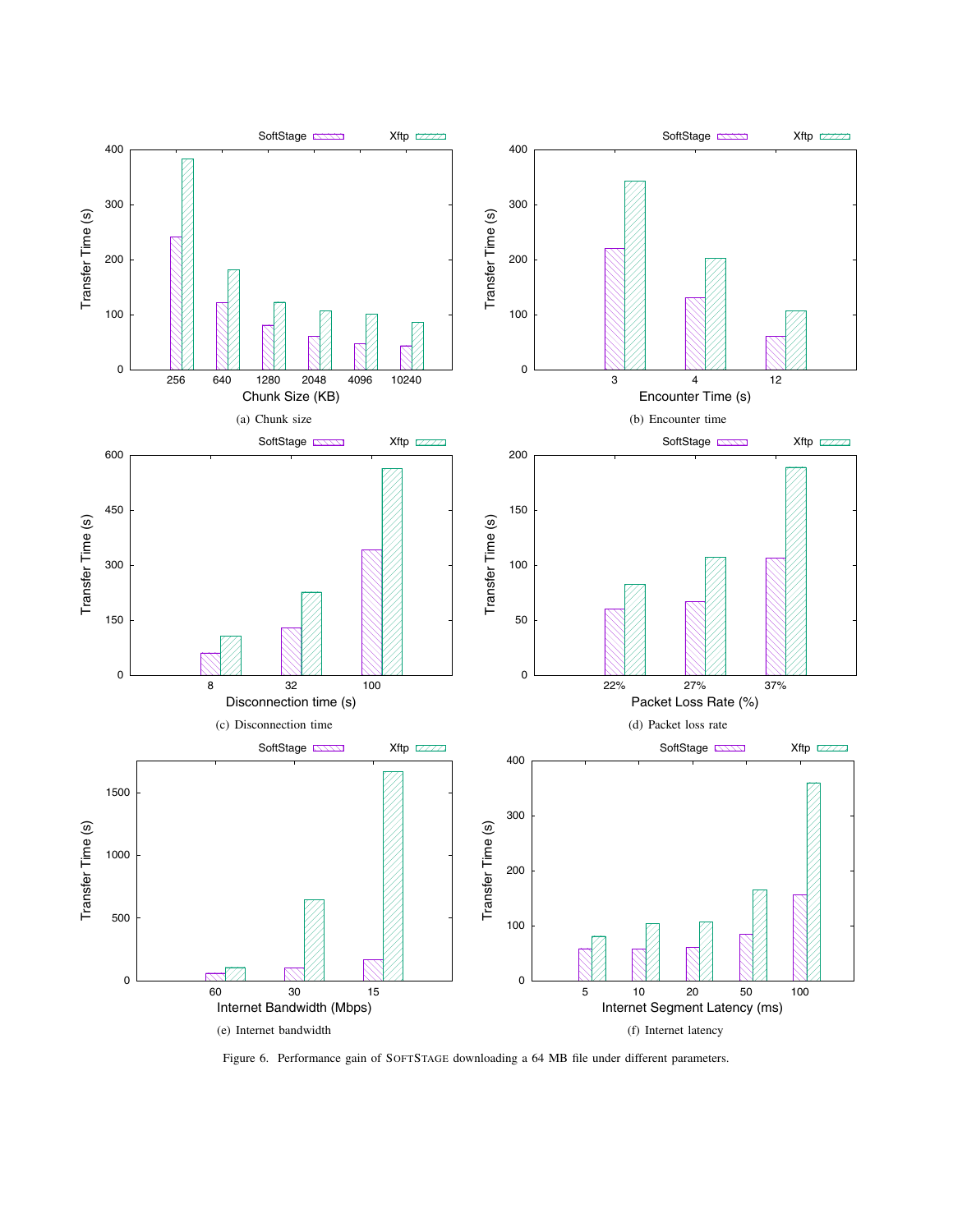(a) Chunk size

(b) Encounter time

(c) Disconnection time

(d) Packet loss rate

(e) Internet bandwidth

(f) Internet latency

Figure 6. Performance gain of SOFTSTAGE downloading a 64 MB file under different parameters.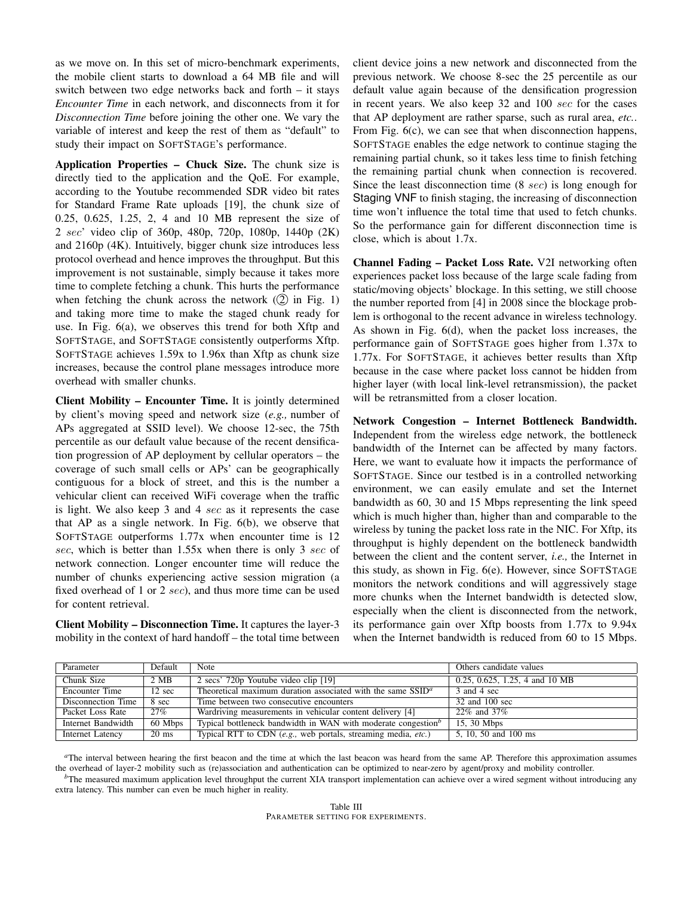as we move on. In this set of micro-benchmark experiments, the mobile client starts to download a 64 MB file and will switch between two edge networks back and forth – it stays *Encounter Time* in each network, and disconnects from it for *Disconnection Time* before joining the other one. We vary the variable of interest and keep the rest of them as "default" to study their impact on SoftStage's performance.

**Application Properties – Chuck Size.** The chunk size is directly tied to the application and the QoE. For example, according to the Youtube recommended SDR video bit rates for Standard Frame Rate uploads [19], the chunk size of 0.25, 0.625, 1.25, 2, 4 and 10 MB represent the size of 2 $sec$' video clip of 360p, 480p, 720p, 1080p, 1440p (2K) and 2160p (4K). Intuitively, bigger chunk size introduces less protocol overhead and hence improves the throughput. But this improvement is not sustainable, simply because it takes more time to complete fetching a chunk. This hurts the performance when fetching the chunk across the network (② in Fig. 1) and taking more time to make the staged chunk ready for use. In Fig. 6(a), we observes this trend for both Xftp and SoftStage, and SoftStage consistently outperforms Xftp. SoftStage achieves 1.59x to 1.96x than Xftp as chunk size increases, because the control plane messages introduce more overhead with smaller chunks.

**Client Mobility – Encounter Time.** It is jointly determined by client's moving speed and network size (*e.g.,* number of APs aggregated at SSID level). We choose 12-sec, the 75th percentile as our default value because of the recent densification progression of AP deployment by cellular operators – the coverage of such small cells or APs' can be geographically contiguous for a block of street, and this is the number a vehicular client can received WiFi coverage when the traffic is light. We also keep 3 and 4 $sec$ as it represents the case that AP as a single network. In Fig. 6(b), we observe that SoftStage outperforms 1.77x when encounter time is 12 $sec$, which is better than 1.55x when there is only 3 $sec$ of network connection. Longer encounter time will reduce the number of chunks experiencing active session migration (a fixed overhead of 1 or 2 $sec$), and thus more time can be used for content retrieval.

**Client Mobility – Disconnection Time.** It captures the layer-3 mobility in the context of hard handoff – the total time between client device joins a new network and disconnected from the previous network. We choose 8-sec the 25 percentile as our default value again because of the densification progression in recent years. We also keep 32 and 100 $sec$ for the cases that AP deployment are rather sparse, such as rural area, *etc.*. From Fig. 6(c), we can see that when disconnection happens, SoftStage enables the edge network to continue staging the remaining partial chunk, so it takes less time to finish fetching the remaining partial chunk when connection is recovered. Since the least disconnection time (8 $sec$) is long enough for Staging VNF to finish staging, the increasing of disconnection time won't influence the total time that used to fetch chunks. So the performance gain for different disconnection time is close, which is about 1.7x.

**Channel Fading – Packet Loss Rate.** V2I networking often experiences packet loss because of the large scale fading from static/moving objects' blockage. In this setting, we still choose the number reported from [4] in 2008 since the blockage problem is orthogonal to the recent advance in wireless technology. As shown in Fig. 6(d), when the packet loss increases, the performance gain of SoftStage goes higher from 1.37x to 1.77x. For SoftStage, it achieves better results than Xftp because in the case where packet loss cannot be hidden from higher layer (with local link-level retransmission), the packet will be retransmitted from a closer location.

**Network Congestion – Internet Bottleneck Bandwidth.** Independent from the wireless edge network, the bottleneck bandwidth of the Internet can be affected by many factors. Here, we want to evaluate how it impacts the performance of SoftStage. Since our testbed is in a controlled networking environment, we can easily emulate and set the Internet bandwidth as 60, 30 and 15 Mbps representing the link speed which is much higher than, higher than and comparable to the wireless by tuning the packet loss rate in the NIC. For Xftp, its throughput is highly dependent on the bottleneck bandwidth between the client and the content server, *i.e.,* the Internet in this study, as shown in Fig. 6(e). However, since SoftStage monitors the network conditions and will aggressively stage more chunks when the Internet bandwidth is detected slow, especially when the client is disconnected from the network, its performance gain over Xftp boosts from 1.77x to 9.94x when the Internet bandwidth is reduced from 60 to 15 Mbps.

| Parameter | Default | Note | Others candidate values |
|---|---|---|---|
| Chunk Size | 2 MB | 2 secs' 720p Youtube video clip [19] | 0.25, 0.625, 1.25, 4 and 10 MB |
| Encounter Time | 12 sec | Theoretical maximum duration associated with the same SSID[a] | 3 and 4 sec |
| Disconnection Time | 8 sec | Time between two consecutive encounters | 32 and 100 sec |
| Packet Loss Rate | 27% | Wardriving measurements in vehicular content delivery [4] | 22% and 37% |
| Internet Bandwidth | 60 Mbps | Typical bottleneck bandwidth in WAN with moderate congestion[b] | 15, 30 Mbps |
| Internet Latency | 20 ms | Typical RTT to CDN (*e.g.,* web portals, streaming media, *etc.*) | 5, 10, 50 and 100 ms |

[a]The interval between hearing the first beacon and the time at which the last beacon was heard from the same AP. Therefore this approximation assumes the overhead of layer-2 mobility such as (re)association and authentication can be optimized to near-zero by agent/proxy and mobility controller.

[b]The measured maximum application level throughput the current XIA transport implementation can achieve over a wired segment without introducing any extra latency. This number can even be much higher in reality.

Table III
PARAMETER SETTING FOR EXPERIMENTS.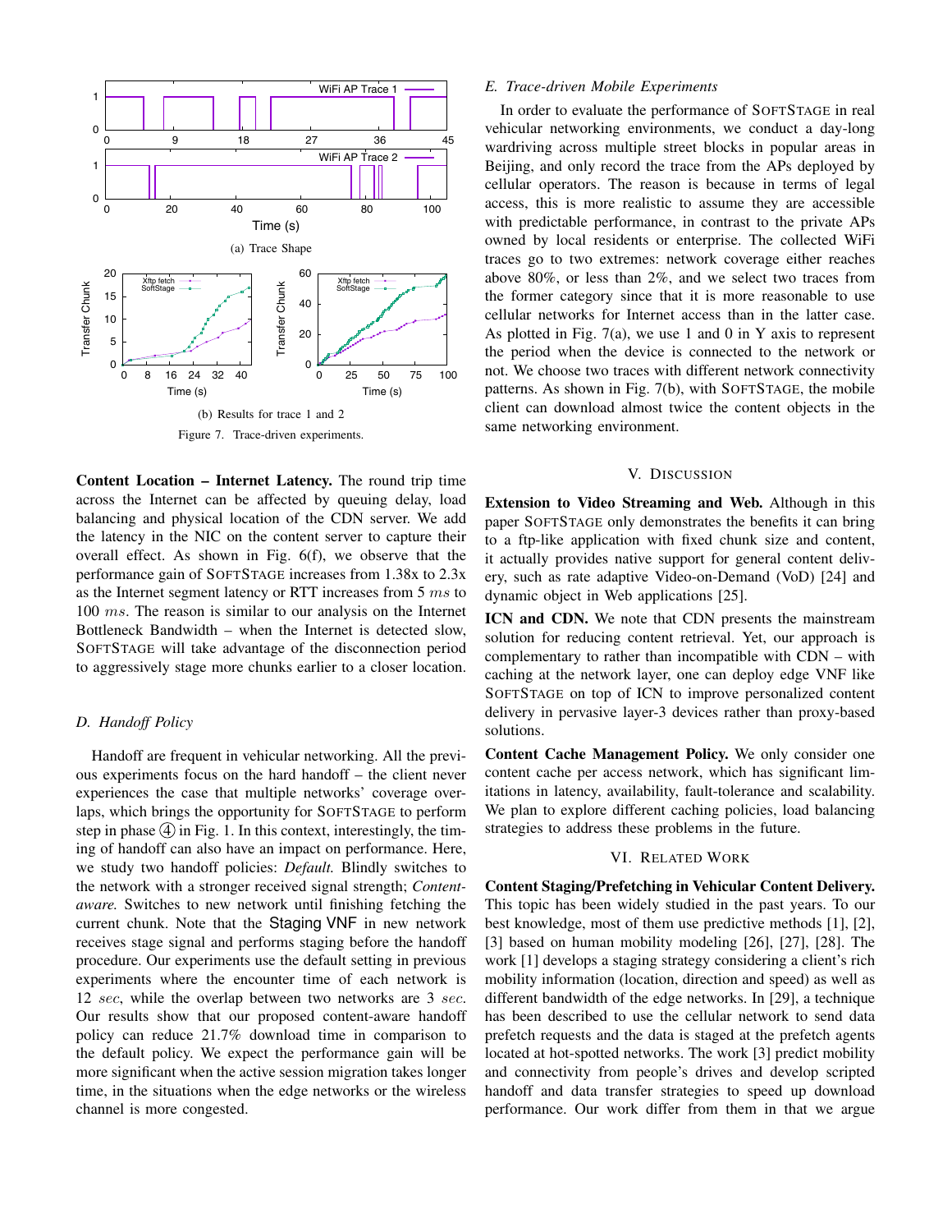(a) Trace Shape

(b) Results for trace 1 and 2

Figure 7. Trace-driven experiments.

**Content Location – Internet Latency.** The round trip time across the Internet can be affected by queuing delay, load balancing and physical location of the CDN server. We add the latency in the NIC on the content server to capture their overall effect. As shown in Fig. 6(f), we observe that the performance gain of SOFTSTAGE increases from 1.38x to 2.3x as the Internet segment latency or RTT increases from 5 $ms$ to 100 $ms$. The reason is similar to our analysis on the Internet Bottleneck Bandwidth – when the Internet is detected slow, SOFTSTAGE will take advantage of the disconnection period to aggressively stage more chunks earlier to a closer location.

### D. Handoff Policy

Handoff are frequent in vehicular networking. All the previous experiments focus on the hard handoff – the client never experiences the case that multiple networks' coverage overlaps, which brings the opportunity for SOFTSTAGE to perform step in phase ④ in Fig. 1. In this context, interestingly, the timing of handoff can also have an impact on performance. Here, we study two handoff policies: *Default.* Blindly switches to the network with a stronger received signal strength; *Content-aware.* Switches to new network until finishing fetching the current chunk. Note that the Staging VNF in new network receives stage signal and performs staging before the handoff procedure. Our experiments use the default setting in previous experiments where the encounter time of each network is 12 $sec$, while the overlap between two networks are 3 $sec$. Our results show that our proposed content-aware handoff policy can reduce 21.7% download time in comparison to the default policy. We expect the performance gain will be more significant when the active session migration takes longer time, in the situations when the edge networks or the wireless channel is more congested.

### E. Trace-driven Mobile Experiments

In order to evaluate the performance of SOFTSTAGE in real vehicular networking environments, we conduct a day-long wardriving across multiple street blocks in popular areas in Beijing, and only record the trace from the APs deployed by cellular operators. The reason is because in terms of legal access, this is more realistic to assume they are accessible with predictable performance, in contrast to the private APs owned by local residents or enterprise. The collected WiFi traces go to two extremes: network coverage either reaches above 80%, or less than 2%, and we select two traces from the former category since that it is more reasonable to use cellular networks for Internet access than in the latter case. As plotted in Fig. 7(a), we use 1 and 0 in Y axis to represent the period when the device is connected to the network or not. We choose two traces with different network connectivity patterns. As shown in Fig. 7(b), with SOFTSTAGE, the mobile client can download almost twice the content objects in the same networking environment.

## V. Discussion

**Extension to Video Streaming and Web.** Although in this paper SOFTSTAGE only demonstrates the benefits it can bring to a ftp-like application with fixed chunk size and content, it actually provides native support for general content delivery, such as rate adaptive Video-on-Demand (VoD) [24] and dynamic object in Web applications [25].

**ICN and CDN.** We note that CDN presents the mainstream solution for reducing content retrieval. Yet, our approach is complementary to rather than incompatible with CDN – with caching at the network layer, one can deploy edge VNF like SOFTSTAGE on top of ICN to improve personalized content delivery in pervasive layer-3 devices rather than proxy-based solutions.

**Content Cache Management Policy.** We only consider one content cache per access network, which has significant limitations in latency, availability, fault-tolerance and scalability. We plan to explore different caching policies, load balancing strategies to address these problems in the future.

## VI. Related Work

**Content Staging/Prefetching in Vehicular Content Delivery.** This topic has been widely studied in the past years. To our best knowledge, most of them use predictive methods [1], [2], [3] based on human mobility modeling [26], [27], [28]. The work [1] develops a staging strategy considering a client's rich mobility information (location, direction and speed) as well as different bandwidth of the edge networks. In [29], a technique has been described to use the cellular network to send data prefetch requests and the data is staged at the prefetch agents located at hot-spotted networks. The work [3] predict mobility and connectivity from people's drives and develop scripted handoff and data transfer strategies to speed up download performance. Our work differ from them in that we argue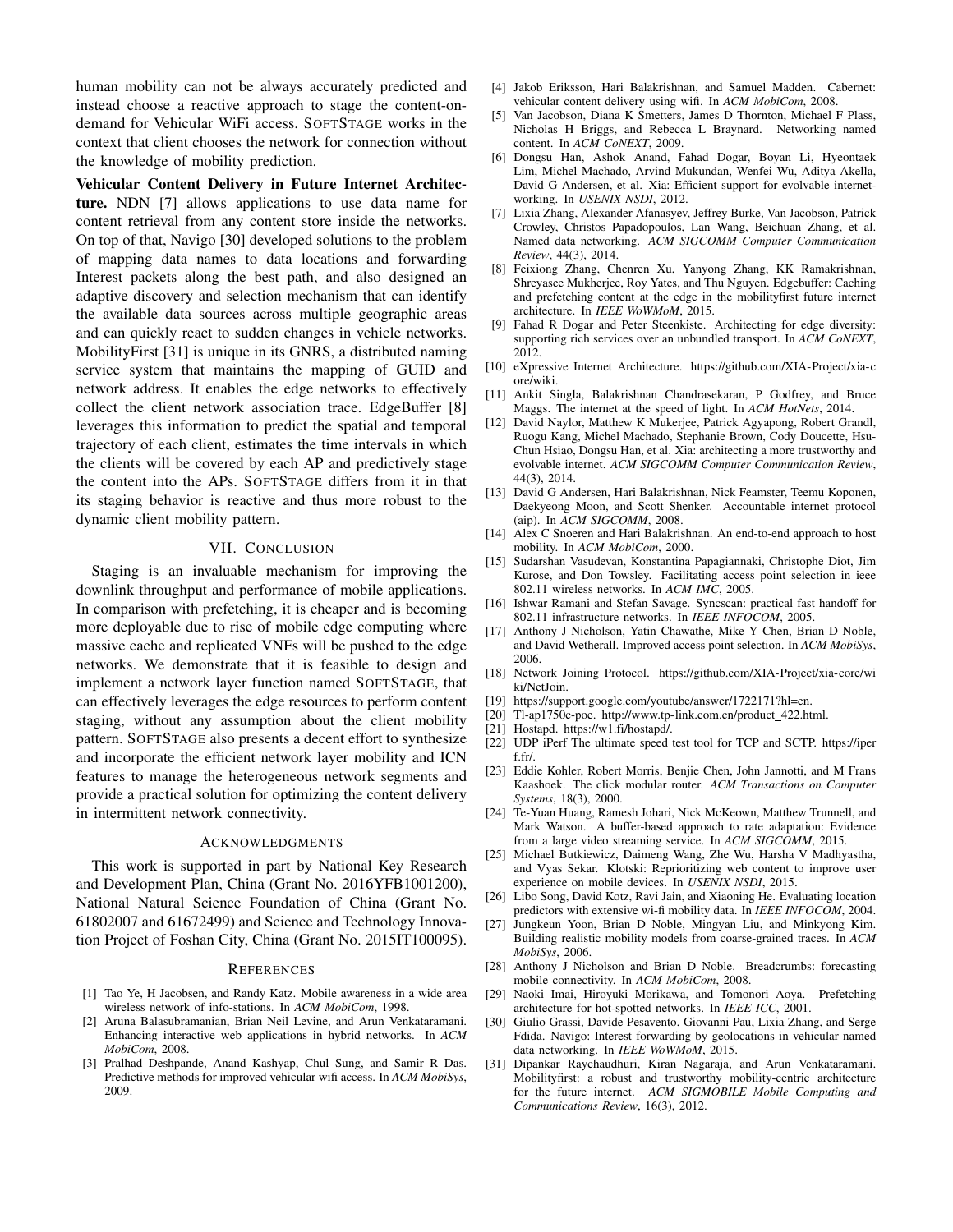human mobility can not be always accurately predicted and instead choose a reactive approach to stage the content-on-demand for Vehicular WiFi access. SoftStage works in the context that client chooses the network for connection without the knowledge of mobility prediction.

**Vehicular Content Delivery in Future Internet Architecture.** NDN [7] allows applications to use data name for content retrieval from any content store inside the networks. On top of that, Navigo [30] developed solutions to the problem of mapping data names to data locations and forwarding Interest packets along the best path, and also designed an adaptive discovery and selection mechanism that can identify the available data sources across multiple geographic areas and can quickly react to sudden changes in vehicle networks. MobilityFirst [31] is unique in its GNRS, a distributed naming service system that maintains the mapping of GUID and network address. It enables the edge networks to effectively collect the client network association trace. EdgeBuffer [8] leverages this information to predict the spatial and temporal trajectory of each client, estimates the time intervals in which the clients will be covered by each AP and predictively stage the content into the APs. SoftStage differs from it in that its staging behavior is reactive and thus more robust to the dynamic client mobility pattern.

## VII. Conclusion

Staging is an invaluable mechanism for improving the downlink throughput and performance of mobile applications. In comparison with prefetching, it is cheaper and is becoming more deployable due to rise of mobile edge computing where massive cache and replicated VNFs will be pushed to the edge networks. We demonstrate that it is feasible to design and implement a network layer function named SoftStage, that can effectively leverages the edge resources to perform content staging, without any assumption about the client mobility pattern. SoftStage also presents a decent effort to synthesize and incorporate the efficient network layer mobility and ICN features to manage the heterogeneous network segments and provide a practical solution for optimizing the content delivery in intermittent network connectivity.

## Acknowledgments

This work is supported in part by National Key Research and Development Plan, China (Grant No. 2016YFB1001200), National Natural Science Foundation of China (Grant No. 61802007 and 61672499) and Science and Technology Innovation Project of Foshan City, China (Grant No. 2015IT100095).

## References

[1] Tao Ye, H Jacobsen, and Randy Katz. Mobile awareness in a wide area wireless network of info-stations. In *ACM MobiCom*, 1998.

[2] Aruna Balasubramanian, Brian Neil Levine, and Arun Venkataramani. Enhancing interactive web applications in hybrid networks. In *ACM MobiCom*, 2008.

[3] Pralhad Deshpande, Anand Kashyap, Chul Sung, and Samir R Das. Predictive methods for improved vehicular wifi access. In *ACM MobiSys*, 2009.

[4] Jakob Eriksson, Hari Balakrishnan, and Samuel Madden. Cabernet: vehicular content delivery using wifi. In *ACM MobiCom*, 2008.

[5] Van Jacobson, Diana K Smetters, James D Thornton, Michael F Plass, Nicholas H Briggs, and Rebecca L Braynard. Networking named content. In *ACM CoNEXT*, 2009.

[6] Dongsu Han, Ashok Anand, Fahad Dogar, Boyan Li, Hyeontaek Lim, Michel Machado, Arvind Mukundan, Wenfei Wu, Aditya Akella, David G Andersen, et al. Xia: Efficient support for evolvable internetworking. In *USENIX NSDI*, 2012.

[7] Lixia Zhang, Alexander Afanasyev, Jeffrey Burke, Van Jacobson, Patrick Crowley, Christos Papadopoulos, Lan Wang, Beichuan Zhang, et al. Named data networking. *ACM SIGCOMM Computer Communication Review*, 44(3), 2014.

[8] Feixiong Zhang, Chenren Xu, Yanyong Zhang, KK Ramakrishnan, Shreyasee Mukherjee, Roy Yates, and Thu Nguyen. Edgebuffer: Caching and prefetching content at the edge in the mobilityfirst future internet architecture. In *IEEE WoWMoM*, 2015.

[9] Fahad R Dogar and Peter Steenkiste. Architecting for edge diversity: supporting rich services over an unbundled transport. In *ACM CoNEXT*, 2012.

[10] eXpressive Internet Architecture. https://github.com/XIA-Project/xia-core/wiki.

[11] Ankit Singla, Balakrishnan Chandrasekaran, P Godfrey, and Bruce Maggs. The internet at the speed of light. In *ACM HotNets*, 2014.

[12] David Naylor, Matthew K Mukerjee, Patrick Agyapong, Robert Grandl, Ruogu Kang, Michel Machado, Stephanie Brown, Cody Doucette, Hsu-Chun Hsiao, Dongsu Han, et al. Xia: architecting a more trustworthy and evolvable internet. *ACM SIGCOMM Computer Communication Review*, 44(3), 2014.

[13] David G Andersen, Hari Balakrishnan, Nick Feamster, Teemu Koponen, Daekyeong Moon, and Scott Shenker. Accountable internet protocol (aip). In *ACM SIGCOMM*, 2008.

[14] Alex C Snoeren and Hari Balakrishnan. An end-to-end approach to host mobility. In *ACM MobiCom*, 2000.

[15] Sudarshan Vasudevan, Konstantina Papagiannaki, Christophe Diot, Jim Kurose, and Don Towsley. Facilitating access point selection in ieee 802.11 wireless networks. In *ACM IMC*, 2005.

[16] Ishwar Ramani and Stefan Savage. Syncscan: practical fast handoff for 802.11 infrastructure networks. In *IEEE INFOCOM*, 2005.

[17] Anthony J Nicholson, Yatin Chawathe, Mike Y Chen, Brian D Noble, and David Wetherall. Improved access point selection. In *ACM MobiSys*, 2006.

[18] Network Joining Protocol. https://github.com/XIA-Project/xia-core/wiki/NetJoin.

[19] https://support.google.com/youtube/answer/1722171?hl=en.

[20] Tl-ap1750c-poe. http://www.tp-link.com.cn/product_422.html.

[21] Hostapd. https://w1.fi/hostapd/.

[22] UDP iPerf The ultimate speed test tool for TCP and SCTP. https://iperf.fr/.

[23] Eddie Kohler, Robert Morris, Benjie Chen, John Jannotti, and M Frans Kaashoek. The click modular router. *ACM Transactions on Computer Systems*, 18(3), 2000.

[24] Te-Yuan Huang, Ramesh Johari, Nick McKeown, Matthew Trunnell, and Mark Watson. A buffer-based approach to rate adaptation: Evidence from a large video streaming service. In *ACM SIGCOMM*, 2015.

[25] Michael Butkiewicz, Daimeng Wang, Zhe Wu, Harsha V Madhyastha, and Vyas Sekar. Klotski: Reprioritizing web content to improve user experience on mobile devices. In *USENIX NSDI*, 2015.

[26] Libo Song, David Kotz, Ravi Jain, and Xiaoning He. Evaluating location predictors with extensive wi-fi mobility data. In *IEEE INFOCOM*, 2004.

[27] Jungkeun Yoon, Brian D Noble, Mingyan Liu, and Minkyong Kim. Building realistic mobility models from coarse-grained traces. In *ACM MobiSys*, 2006.

[28] Anthony J Nicholson and Brian D Noble. Breadcrumbs: forecasting mobile connectivity. In *ACM MobiCom*, 2008.

[29] Naoki Imai, Hiroyuki Morikawa, and Tomonori Aoya. Prefetching architecture for hot-spotted networks. In *IEEE ICC*, 2001.

[30] Giulio Grassi, Davide Pesavento, Giovanni Pau, Lixia Zhang, and Serge Fdida. Navigo: Interest forwarding by geolocations in vehicular named data networking. In *IEEE WoWMoM*, 2015.

[31] Dipankar Raychaudhuri, Kiran Nagaraja, and Arun Venkataramani. Mobilityfirst: a robust and trustworthy mobility-centric architecture for the future internet. *ACM SIGMOBILE Mobile Computing and Communications Review*, 16(3), 2012.